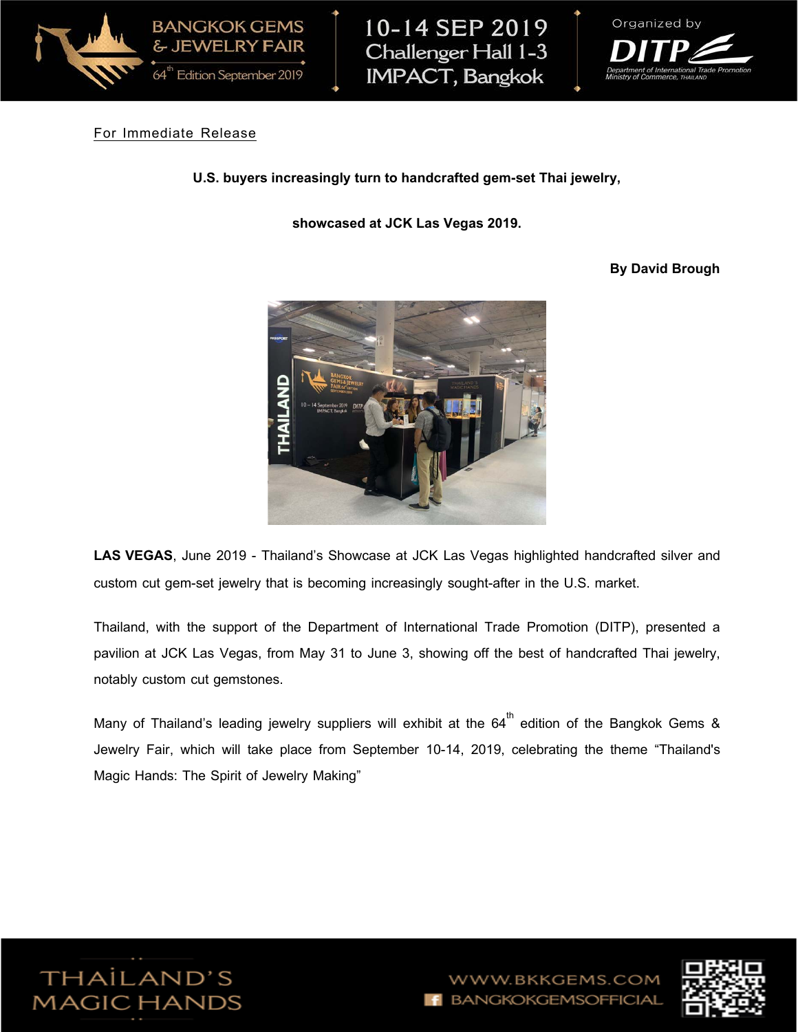For Immediate Release

**U.S. buyers increasingly turn to handcrafted gem-set Thai jewelry,**

**showcased at JCK Las Vegas 2019.**

**By David Brough**

**LAS VEGAS**, June 2019 - Thailand's Showcase at JCK Las Vegas highlighted handcrafted silver and custom cut gem-set jewelry that is becoming increasingly sought-after in the U.S. market.

Thailand, with the support of the Department of International Trade Promotion (DITP), presented a pavilion at JCK Las Vegas, from May 31 to June 3, showing off the best of handcrafted Thai jewelry, notably custom cut gemstones.

Many of Thailand's leading jewelry suppliers will exhibit at the 64th edition of the Bangkok Gems & Jewelry Fair, which will take place from September 10-14, 2019, celebrating the theme "Thailand's Magic Hands: The Spirit of Jewelry Making"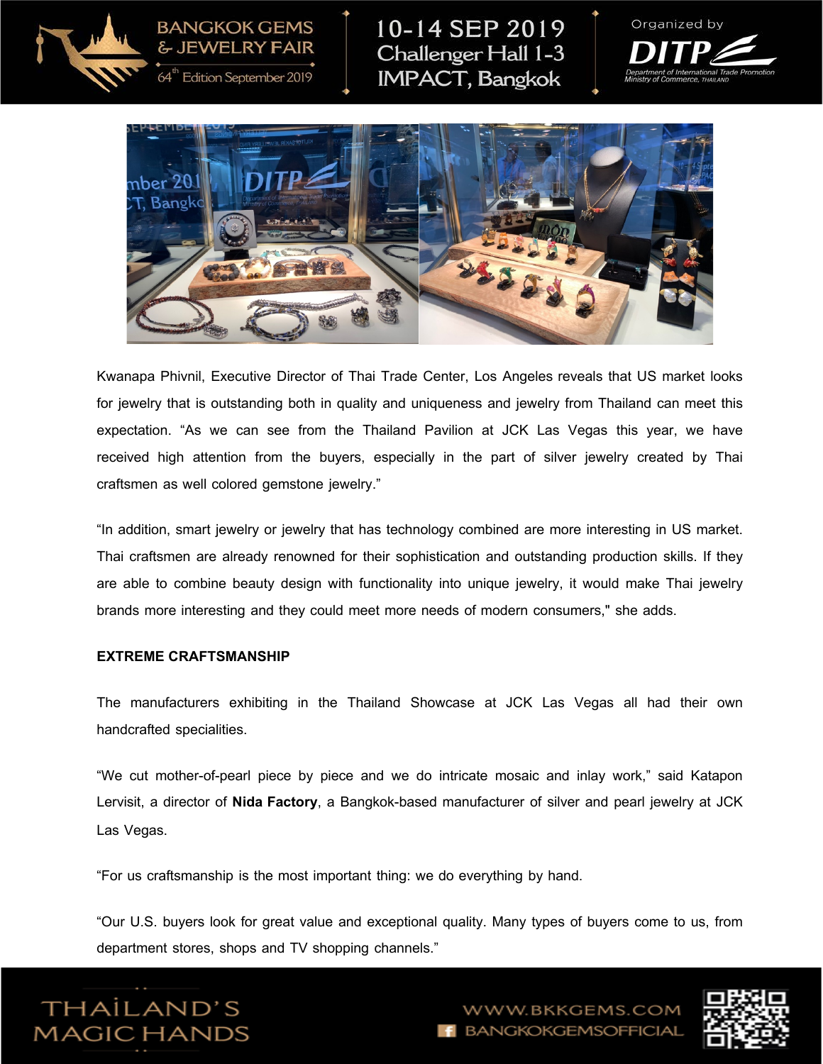Kwanapa Phivnil, Executive Director of Thai Trade Center, Los Angeles reveals that US market looks for jewelry that is outstanding both in quality and uniqueness and jewelry from Thailand can meet this expectation. “As we can see from the Thailand Pavilion at JCK Las Vegas this year, we have received high attention from the buyers, especially in the part of silver jewelry created by Thai craftsmen as well colored gemstone jewelry.”

“In addition, smart jewelry or jewelry that has technology combined are more interesting in US market. Thai craftsmen are already renowned for their sophistication and outstanding production skills. If they are able to combine beauty design with functionality into unique jewelry, it would make Thai jewelry brands more interesting and they could meet more needs of modern consumers," she adds.

**EXTREME CRAFTSMANSHIP**

The manufacturers exhibiting in the Thailand Showcase at JCK Las Vegas all had their own handcrafted specialities.

“We cut mother-of-pearl piece by piece and we do intricate mosaic and inlay work,” said Katapon Lervisit, a director of **Nida Factory**, a Bangkok-based manufacturer of silver and pearl jewelry at JCK Las Vegas.

“For us craftsmanship is the most important thing: we do everything by hand.

“Our U.S. buyers look for great value and exceptional quality. Many types of buyers come to us, from department stores, shops and TV shopping channels.”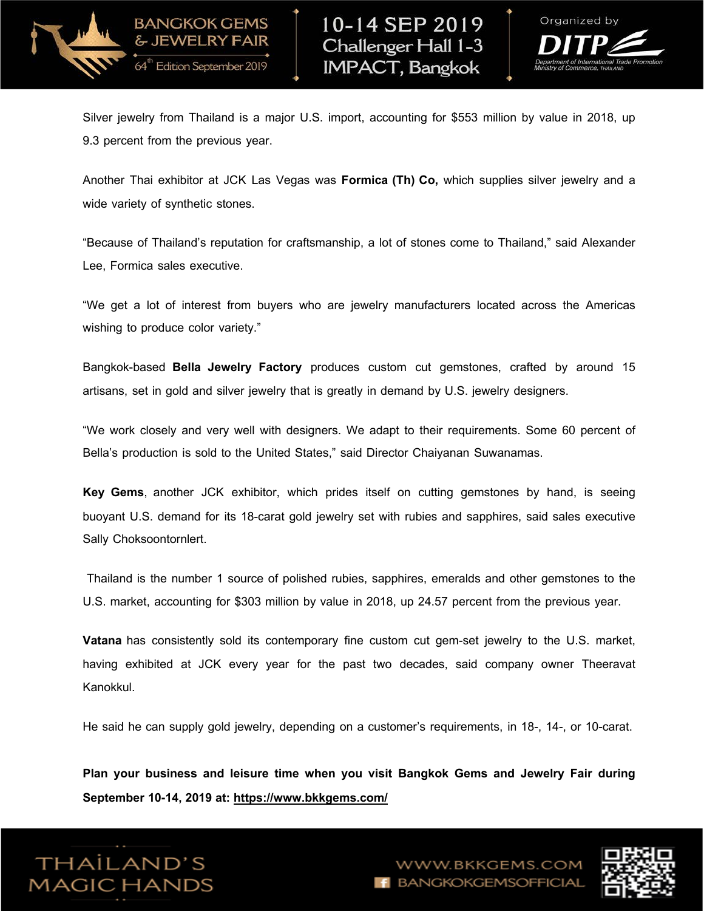Silver jewelry from Thailand is a major U.S. import, accounting for $553 million by value in 2018, up 9.3 percent from the previous year.

Another Thai exhibitor at JCK Las Vegas was **Formica (Th) Co,** which supplies silver jewelry and a wide variety of synthetic stones.

"Because of Thailand's reputation for craftsmanship, a lot of stones come to Thailand," said Alexander Lee, Formica sales executive.

"We get a lot of interest from buyers who are jewelry manufacturers located across the Americas wishing to produce color variety."

Bangkok-based **Bella Jewelry Factory** produces custom cut gemstones, crafted by around 15 artisans, set in gold and silver jewelry that is greatly in demand by U.S. jewelry designers.

"We work closely and very well with designers. We adapt to their requirements. Some 60 percent of Bella's production is sold to the United States," said Director Chaiyanan Suwanamas.

**Key Gems**, another JCK exhibitor, which prides itself on cutting gemstones by hand, is seeing buoyant U.S. demand for its 18-carat gold jewelry set with rubies and sapphires, said sales executive Sally Choksoontornlert.

Thailand is the number 1 source of polished rubies, sapphires, emeralds and other gemstones to the U.S. market, accounting for $303 million by value in 2018, up 24.57 percent from the previous year.

**Vatana** has consistently sold its contemporary fine custom cut gem-set jewelry to the U.S. market, having exhibited at JCK every year for the past two decades, said company owner Theeravat Kanokkul.

He said he can supply gold jewelry, depending on a customer's requirements, in 18-, 14-, or 10-carat.

**Plan your business and leisure time when you visit Bangkok Gems and Jewelry Fair during September 10-14, 2019 at: https://www.bkkgems.com/**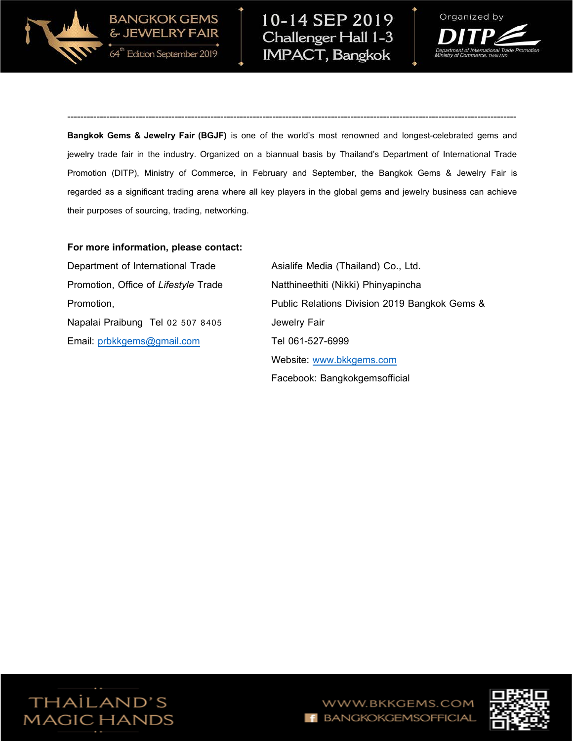---

**Bangkok Gems & Jewelry Fair (BGJF)** is one of the world's most renowned and longest-celebrated gems and jewelry trade fair in the industry. Organized on a biannual basis by Thailand's Department of International Trade Promotion (DITP), Ministry of Commerce, in February and September, the Bangkok Gems & Jewelry Fair is regarded as a significant trading arena where all key players in the global gems and jewelry business can achieve their purposes of sourcing, trading, networking.

**For more information, please contact:**

Department of International Trade Promotion, Office of *Lifestyle* Trade Promotion,
Napalai Praibung Tel 02 507 8405
Email: prbkkgems@gmail.com

Asialife Media (Thailand) Co., Ltd.
Natthineethiti (Nikki) Phinyapincha
Public Relations Division 2019 Bangkok Gems & Jewelry Fair
Tel 061-527-6999
Website: www.bkkgems.com
Facebook: Bangkokgemsofficial